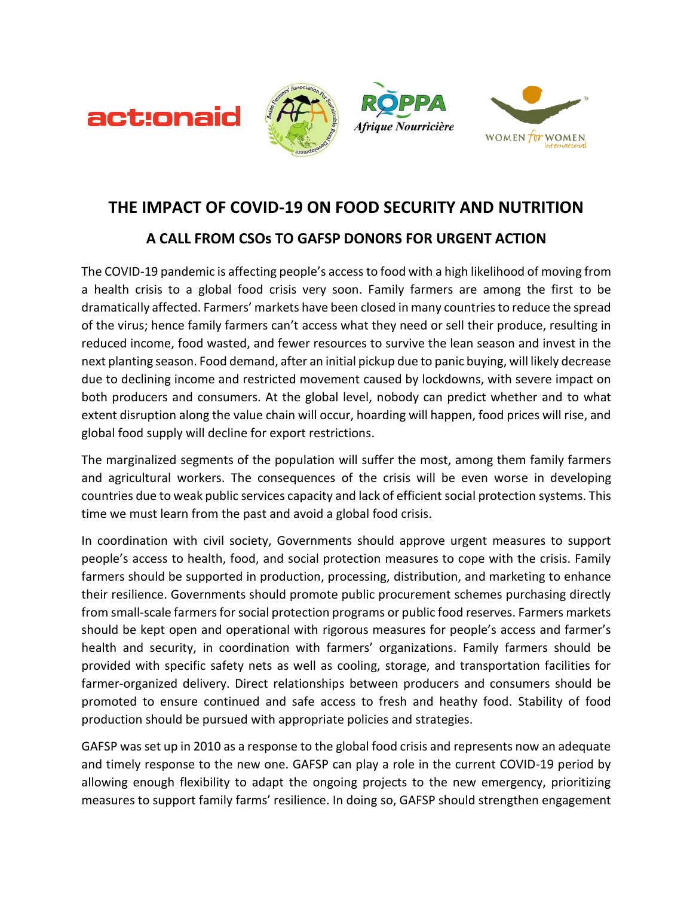# THE IMPACT OF COVID-19 ON FOOD SECURITY AND NUTRITION

## A CALL FROM CSOs TO GAFSP DONORS FOR URGENT ACTION

The COVID-19 pandemic is affecting people's access to food with a high likelihood of moving from a health crisis to a global food crisis very soon. Family farmers are among the first to be dramatically affected. Farmers' markets have been closed in many countries to reduce the spread of the virus; hence family farmers can't access what they need or sell their produce, resulting in reduced income, food wasted, and fewer resources to survive the lean season and invest in the next planting season. Food demand, after an initial pickup due to panic buying, will likely decrease due to declining income and restricted movement caused by lockdowns, with severe impact on both producers and consumers. At the global level, nobody can predict whether and to what extent disruption along the value chain will occur, hoarding will happen, food prices will rise, and global food supply will decline for export restrictions.

The marginalized segments of the population will suffer the most, among them family farmers and agricultural workers. The consequences of the crisis will be even worse in developing countries due to weak public services capacity and lack of efficient social protection systems. This time we must learn from the past and avoid a global food crisis.

In coordination with civil society, Governments should approve urgent measures to support people's access to health, food, and social protection measures to cope with the crisis. Family farmers should be supported in production, processing, distribution, and marketing to enhance their resilience. Governments should promote public procurement schemes purchasing directly from small-scale farmers for social protection programs or public food reserves. Farmers markets should be kept open and operational with rigorous measures for people's access and farmer's health and security, in coordination with farmers' organizations. Family farmers should be provided with specific safety nets as well as cooling, storage, and transportation facilities for farmer-organized delivery. Direct relationships between producers and consumers should be promoted to ensure continued and safe access to fresh and heathy food. Stability of food production should be pursued with appropriate policies and strategies.

GAFSP was set up in 2010 as a response to the global food crisis and represents now an adequate and timely response to the new one. GAFSP can play a role in the current COVID-19 period by allowing enough flexibility to adapt the ongoing projects to the new emergency, prioritizing measures to support family farms' resilience. In doing so, GAFSP should strengthen engagement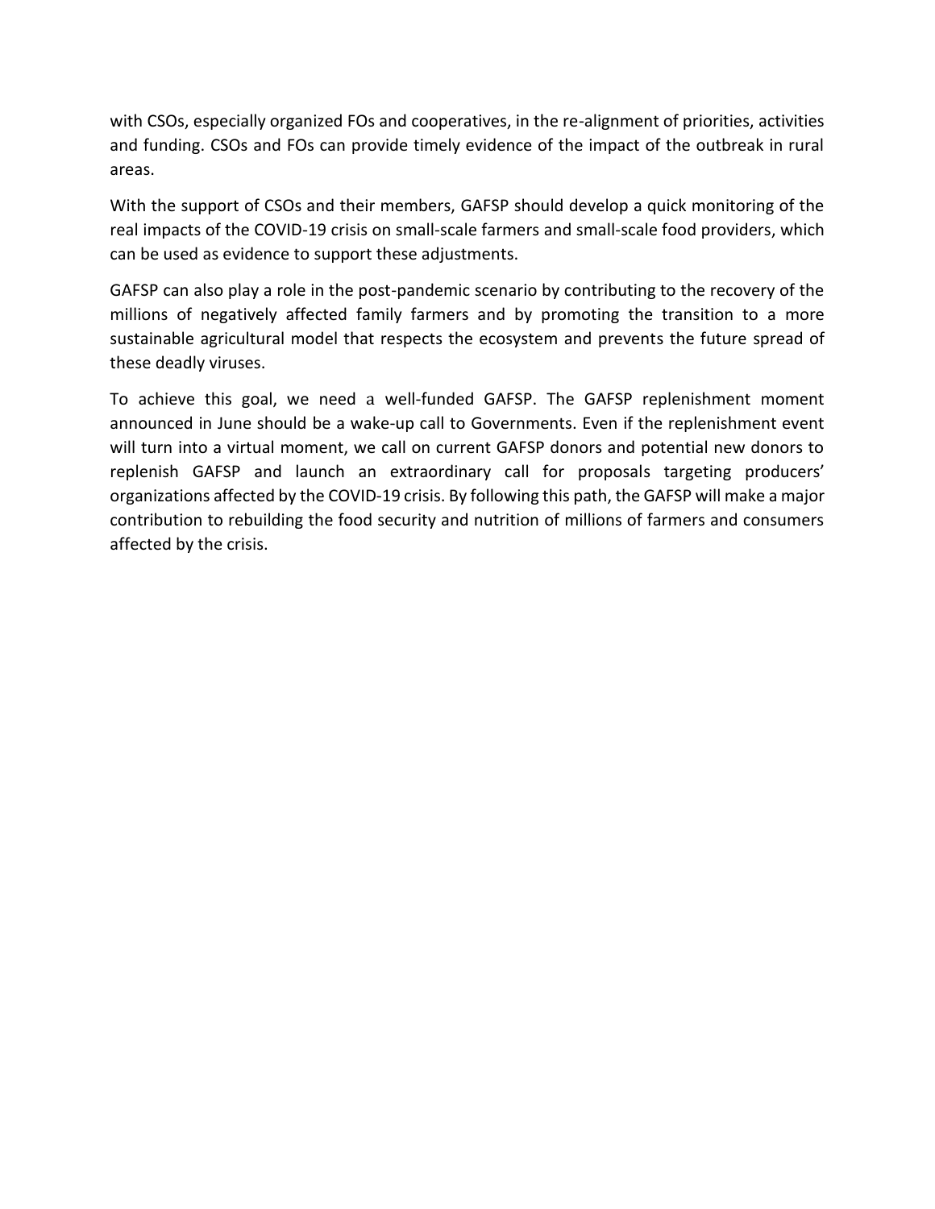with CSOs, especially organized FOs and cooperatives, in the re-alignment of priorities, activities and funding. CSOs and FOs can provide timely evidence of the impact of the outbreak in rural areas.

With the support of CSOs and their members, GAFSP should develop a quick monitoring of the real impacts of the COVID-19 crisis on small-scale farmers and small-scale food providers, which can be used as evidence to support these adjustments.

GAFSP can also play a role in the post-pandemic scenario by contributing to the recovery of the millions of negatively affected family farmers and by promoting the transition to a more sustainable agricultural model that respects the ecosystem and prevents the future spread of these deadly viruses.

To achieve this goal, we need a well-funded GAFSP. The GAFSP replenishment moment announced in June should be a wake-up call to Governments. Even if the replenishment event will turn into a virtual moment, we call on current GAFSP donors and potential new donors to replenish GAFSP and launch an extraordinary call for proposals targeting producers' organizations affected by the COVID-19 crisis. By following this path, the GAFSP will make a major contribution to rebuilding the food security and nutrition of millions of farmers and consumers affected by the crisis.